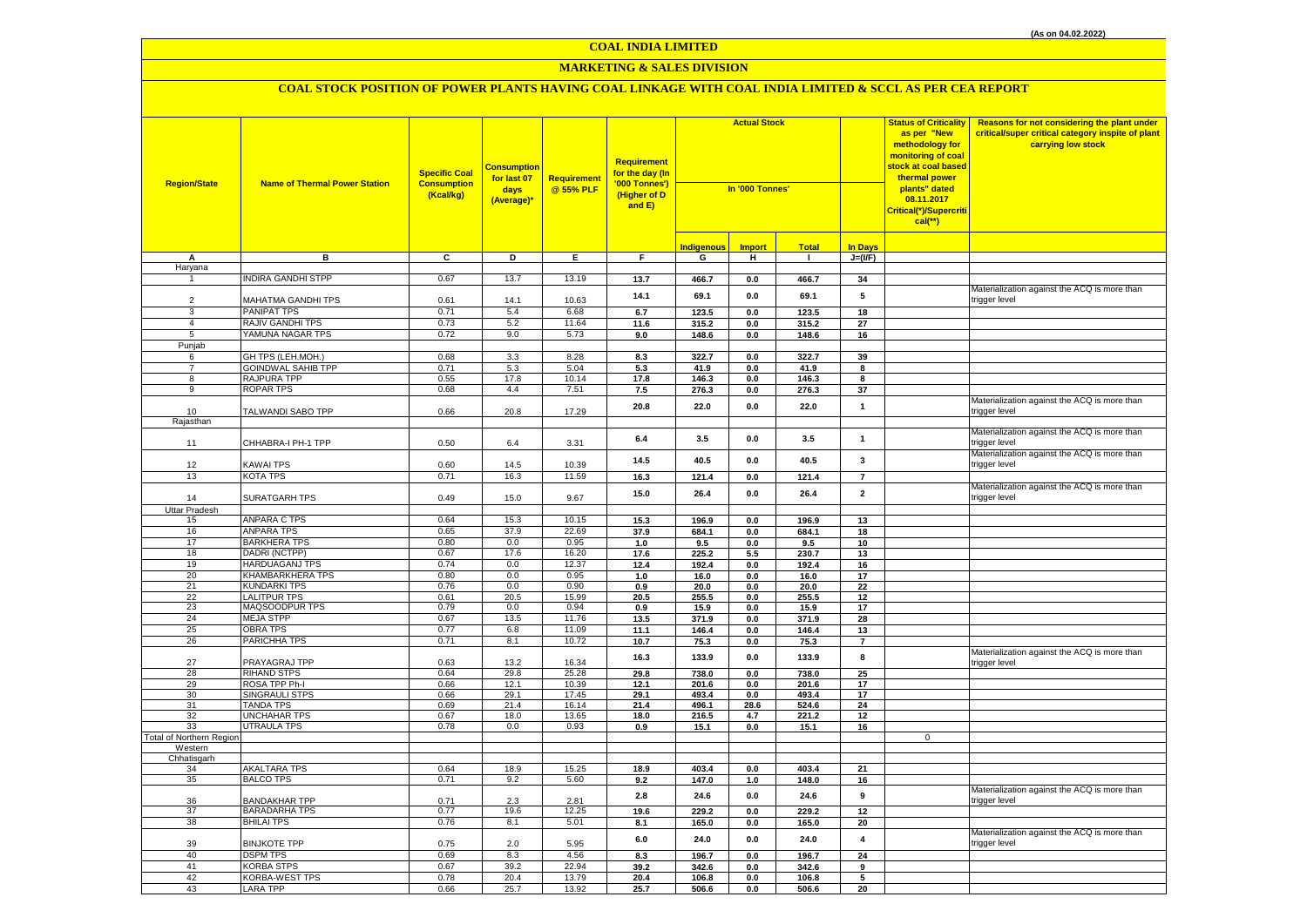(As on 04.02.2022)

# COAL INDIA LIMITED

## MARKETING & SALES DIVISION

### COAL STOCK POSITION OF POWER PLANTS HAVING COAL LINKAGE WITH COAL INDIA LIMITED & SCCL AS PER CEA REPORT

| Region/State | Name of Thermal Power Station | Specific Coal Consumption (Kcal/kg) | Consumption for last 07 days (Average)* | Requirement @ 55% PLF | Requirement for the day (In '000 Tonnes') (Higher of D and E) | Actual Stock In '000 Tonnes' | | | | Status of Criticality as per "New methodology for monitoring of coal stock at coal based thermal power plants" dated 08.11.2017 Critical(*)/Supercritical(**) | Reasons for not considering the plant under critical/super critical category inspite of plant carrying low stock |
|---|---|---|---|---|---|---|---|---|---|---|---|
| | | | | | | Indigenous | Import | Total | In Days | | |
| A | B | C | D | E | F | G | H | I | J=(I/F) | | |
| Haryana | | | | | | | | | | | |
| 1 | INDIRA GANDHI STPP | 0.67 | 13.7 | 13.19 | 13.7 | 466.7 | 0.0 | 466.7 | 34 | | |
| 2 | MAHATMA GANDHI TPS | 0.61 | 14.1 | 10.63 | 14.1 | 69.1 | 0.0 | 69.1 | 5 | | Materialization against the ACQ is more than trigger level |
| 3 | PANIPAT TPS | 0.71 | 5.4 | 6.68 | 6.7 | 123.5 | 0.0 | 123.5 | 18 | | |
| 4 | RAJIV GANDHI TPS | 0.73 | 5.2 | 11.64 | 11.6 | 315.2 | 0.0 | 315.2 | 27 | | |
| 5 | YAMUNA NAGAR TPS | 0.72 | 9.0 | 5.73 | 9.0 | 148.6 | 0.0 | 148.6 | 16 | | |
| Punjab | | | | | | | | | | | |
| 6 | GH TPS (LEH.MOH.) | 0.68 | 3.3 | 8.28 | 8.3 | 322.7 | 0.0 | 322.7 | 39 | | |
| 7 | GOINDWAL SAHIB TPP | 0.71 | 5.3 | 5.04 | 5.3 | 41.9 | 0.0 | 41.9 | 8 | | |
| 8 | RAJPURA TPP | 0.55 | 17.8 | 10.14 | 17.8 | 146.3 | 0.0 | 146.3 | 8 | | |
| 9 | ROPAR TPS | 0.68 | 4.4 | 7.51 | 7.5 | 276.3 | 0.0 | 276.3 | 37 | | |
| 10 | TALWANDI SABO TPP | 0.66 | 20.8 | 17.29 | 20.8 | 22.0 | 0.0 | 22.0 | 1 | | Materialization against the ACQ is more than trigger level |
| Rajasthan | | | | | | | | | | | |
| 11 | CHHABRA-I PH-1 TPP | 0.50 | 6.4 | 3.31 | 6.4 | 3.5 | 0.0 | 3.5 | 1 | | Materialization against the ACQ is more than trigger level |
| 12 | KAWAI TPS | 0.60 | 14.5 | 10.39 | 14.5 | 40.5 | 0.0 | 40.5 | 3 | | Materialization against the ACQ is more than trigger level |
| 13 | KOTA TPS | 0.71 | 16.3 | 11.59 | 16.3 | 121.4 | 0.0 | 121.4 | 7 | | |
| 14 | SURATGARH TPS | 0.49 | 15.0 | 9.67 | 15.0 | 26.4 | 0.0 | 26.4 | 2 | | Materialization against the ACQ is more than trigger level |
| Uttar Pradesh | | | | | | | | | | | |
| 15 | ANPARA C TPS | 0.64 | 15.3 | 10.15 | 15.3 | 196.9 | 0.0 | 196.9 | 13 | | |
| 16 | ANPARA TPS | 0.65 | 37.9 | 22.69 | 37.9 | 684.1 | 0.0 | 684.1 | 18 | | |
| 17 | BARKHERA TPS | 0.80 | 0.0 | 0.95 | 1.0 | 9.5 | 0.0 | 9.5 | 10 | | |
| 18 | DADRI (NCTPP) | 0.67 | 17.6 | 16.20 | 17.6 | 225.2 | 5.5 | 230.7 | 13 | | |
| 19 | HARDUAGANJ TPS | 0.74 | 0.0 | 12.37 | 12.4 | 192.4 | 0.0 | 192.4 | 16 | | |
| 20 | KHAMBARKHERA TPS | 0.80 | 0.0 | 0.95 | 1.0 | 16.0 | 0.0 | 16.0 | 17 | | |
| 21 | KUNDARKI TPS | 0.76 | 0.0 | 0.90 | 0.9 | 20.0 | 0.0 | 20.0 | 22 | | |
| 22 | LALITPUR TPS | 0.61 | 20.5 | 15.99 | 20.5 | 255.5 | 0.0 | 255.5 | 12 | | |
| 23 | MAQSOODPUR TPS | 0.79 | 0.0 | 0.94 | 0.9 | 15.9 | 0.0 | 15.9 | 17 | | |
| 24 | MEJA STPP | 0.67 | 13.5 | 11.76 | 13.5 | 371.9 | 0.0 | 371.9 | 28 | | |
| 25 | OBRA TPS | 0.77 | 6.8 | 11.09 | 11.1 | 146.4 | 0.0 | 146.4 | 13 | | |
| 26 | PARICHHA TPS | 0.71 | 8.1 | 10.72 | 10.7 | 75.3 | 0.0 | 75.3 | 7 | | |
| 27 | PRAYAGRAJ TPP | 0.63 | 13.2 | 16.34 | 16.3 | 133.9 | 0.0 | 133.9 | 8 | | Materialization against the ACQ is more than trigger level |
| 28 | RIHAND STPS | 0.64 | 29.8 | 25.28 | 29.8 | 738.0 | 0.0 | 738.0 | 25 | | |
| 29 | ROSA TPP Ph-I | 0.66 | 12.1 | 10.39 | 12.1 | 201.6 | 0.0 | 201.6 | 17 | | |
| 30 | SINGRAULI STPS | 0.66 | 29.1 | 17.45 | 29.1 | 493.4 | 0.0 | 493.4 | 17 | | |
| 31 | TANDA TPS | 0.69 | 21.4 | 16.14 | 21.4 | 496.1 | 28.6 | 524.6 | 24 | | |
| 32 | UNCHAHAR TPS | 0.67 | 18.0 | 13.65 | 18.0 | 216.5 | 4.7 | 221.2 | 12 | | |
| 33 | UTRAULA TPS | 0.78 | 0.0 | 0.93 | 0.9 | 15.1 | 0.0 | 15.1 | 16 | | |
| Total of Northern Region | | | | | | | | | | 0 | |
| Western | | | | | | | | | | | |
| Chhatisgarh | | | | | | | | | | | |
| 34 | AKALTARA TPS | 0.64 | 18.9 | 15.25 | 18.9 | 403.4 | 0.0 | 403.4 | 21 | | |
| 35 | BALCO TPS | 0.71 | 9.2 | 5.60 | 9.2 | 147.0 | 1.0 | 148.0 | 16 | | |
| 36 | BANDAKHAR TPP | 0.71 | 2.3 | 2.81 | 2.8 | 24.6 | 0.0 | 24.6 | 9 | | Materialization against the ACQ is more than trigger level |
| 37 | BARADARHA TPS | 0.77 | 19.6 | 12.25 | 19.6 | 229.2 | 0.0 | 229.2 | 12 | | |
| 38 | BHILAI TPS | 0.76 | 8.1 | 5.01 | 8.1 | 165.0 | 0.0 | 165.0 | 20 | | |
| 39 | BINJKOTE TPP | 0.75 | 2.0 | 5.95 | 6.0 | 24.0 | 0.0 | 24.0 | 4 | | Materialization against the ACQ is more than trigger level |
| 40 | DSPM TPS | 0.69 | 8.3 | 4.56 | 8.3 | 196.7 | 0.0 | 196.7 | 24 | | |
| 41 | KORBA STPS | 0.67 | 39.2 | 22.94 | 39.2 | 342.6 | 0.0 | 342.6 | 9 | | |
| 42 | KORBA-WEST TPS | 0.78 | 20.4 | 13.79 | 20.4 | 106.8 | 0.0 | 106.8 | 5 | | |
| 43 | LARA TPP | 0.66 | 25.7 | 13.92 | 25.7 | 506.6 | 0.0 | 506.6 | 20 | | |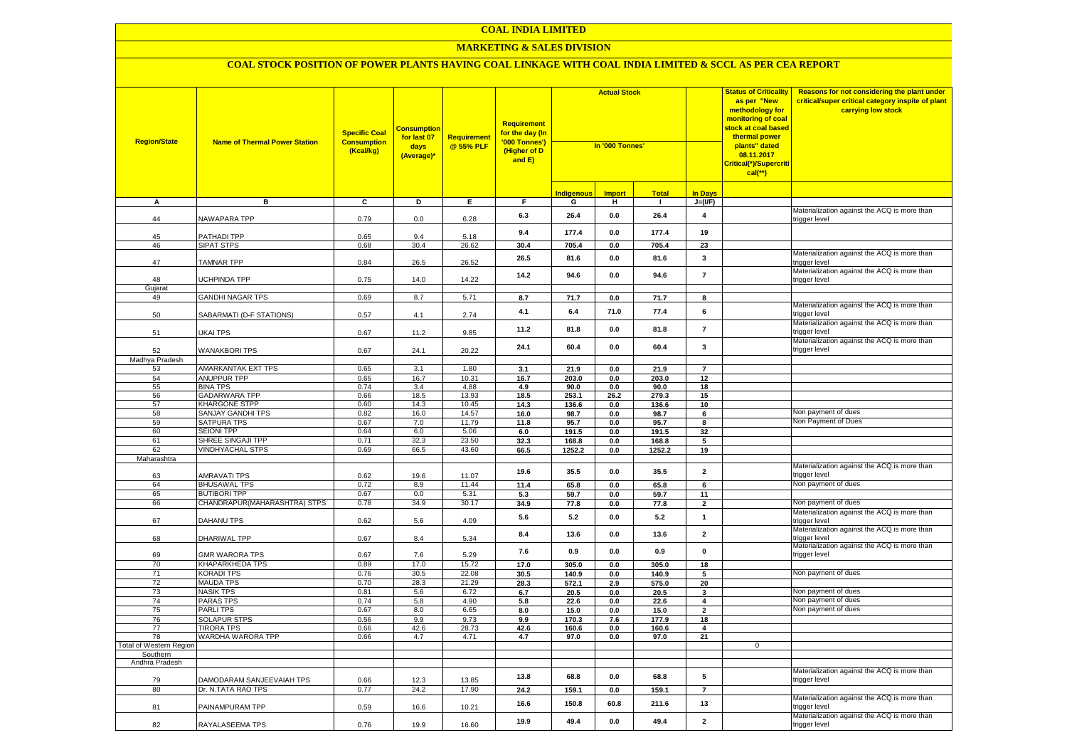# COAL INDIA LIMITED

## MARKETING & SALES DIVISION

### COAL STOCK POSITION OF POWER PLANTS HAVING COAL LINKAGE WITH COAL INDIA LIMITED & SCCL AS PER CEA REPORT

| Region/State | Name of Thermal Power Station | Specific Coal Consumption (Kcal/kg) | Consumption for last 07 days (Average)* | Requirement @ 55% PLF | Requirement for the day (In '000 Tonnes') (Higher of D and E) | Actual Stock In '000 Tonnes' | | | | Status of Criticality as per "New methodology for monitoring of coal stock at coal based thermal power plants" dated 08.11.2017 Critical(*)/Supercritical(**) | Reasons for not considering the plant under critical/super critical category inspite of plant carrying low stock |
|---|---|---|---|---|---|---|---|---|---|---|---|
| | | | | | | Indigenous | Import | Total | In Days | | |
| A | B | C | D | E | F | G | H | I | J=(I/F) | | |
| 44 | NAWAPARA TPP | 0.79 | 0.0 | 6.28 | 6.3 | 26.4 | 0.0 | 26.4 | 4 | | Materialization against the ACQ is more than trigger level |
| 45 | PATHADI TPP | 0.65 | 9.4 | 5.18 | 9.4 | 177.4 | 0.0 | 177.4 | 19 | | |
| 46 | SIPAT STPS | 0.68 | 30.4 | 26.62 | 30.4 | 705.4 | 0.0 | 705.4 | 23 | | |
| 47 | TAMNAR TPP | 0.84 | 26.5 | 26.52 | 26.5 | 81.6 | 0.0 | 81.6 | 3 | | Materialization against the ACQ is more than trigger level |
| 48 | UCHPINDA TPP | 0.75 | 14.0 | 14.22 | 14.2 | 94.6 | 0.0 | 94.6 | 7 | | Materialization against the ACQ is more than trigger level |
| Gujarat | | | | | | | | | | | |
| 49 | GANDHI NAGAR TPS | 0.69 | 8.7 | 5.71 | 8.7 | 71.7 | 0.0 | 71.7 | 8 | | |
| 50 | SABARMATI (D-F STATIONS) | 0.57 | 4.1 | 2.74 | 4.1 | 6.4 | 71.0 | 77.4 | 6 | | Materialization against the ACQ is more than trigger level |
| 51 | UKAI TPS | 0.67 | 11.2 | 9.85 | 11.2 | 81.8 | 0.0 | 81.8 | 7 | | Materialization against the ACQ is more than trigger level |
| 52 | WANAKBORI TPS | 0.67 | 24.1 | 20.22 | 24.1 | 60.4 | 0.0 | 60.4 | 3 | | Materialization against the ACQ is more than trigger level |
| Madhya Pradesh | | | | | | | | | | | |
| 53 | AMARKANTAK EXT TPS | 0.65 | 3.1 | 1.80 | 3.1 | 21.9 | 0.0 | 21.9 | 7 | | |
| 54 | ANUPPUR TPP | 0.65 | 16.7 | 10.31 | 16.7 | 203.0 | 0.0 | 203.0 | 12 | | |
| 55 | BINA TPS | 0.74 | 3.4 | 4.88 | 4.9 | 90.0 | 0.0 | 90.0 | 18 | | |
| 56 | GADARWARA TPP | 0.66 | 18.5 | 13.93 | 18.5 | 253.1 | 26.2 | 279.3 | 15 | | |
| 57 | KHARGONE STPP | 0.60 | 14.3 | 10.45 | 14.3 | 136.6 | 0.0 | 136.6 | 10 | | |
| 58 | SANJAY GANDHI TPS | 0.82 | 16.0 | 14.57 | 16.0 | 98.7 | 0.0 | 98.7 | 6 | | Non payment of dues |
| 59 | SATPURA TPS | 0.67 | 7.0 | 11.79 | 11.8 | 95.7 | 0.0 | 95.7 | 8 | | Non Payment of Dues |
| 60 | SEIONI TPP | 0.64 | 6.0 | 5.06 | 6.0 | 191.5 | 0.0 | 191.5 | 32 | | |
| 61 | SHREE SINGAJI TPP | 0.71 | 32.3 | 23.50 | 32.3 | 168.8 | 0.0 | 168.8 | 5 | | |
| 62 | VINDHYACHAL STPS | 0.69 | 66.5 | 43.60 | 66.5 | 1252.2 | 0.0 | 1252.2 | 19 | | |
| Maharashtra | | | | | | | | | | | |
| 63 | AMRAVATI TPS | 0.62 | 19.6 | 11.07 | 19.6 | 35.5 | 0.0 | 35.5 | 2 | | Materialization against the ACQ is more than trigger level |
| 64 | BHUSAWAL TPS | 0.72 | 8.9 | 11.44 | 11.4 | 65.8 | 0.0 | 65.8 | 6 | | Non payment of dues |
| 65 | BUTIBORI TPP | 0.67 | 0.0 | 5.31 | 5.3 | 59.7 | 0.0 | 59.7 | 11 | | |
| 66 | CHANDRAPUR(MAHARASHTRA) STPS | 0.78 | 34.9 | 30.17 | 34.9 | 77.8 | 0.0 | 77.8 | 2 | | Non payment of dues |
| 67 | DAHANU TPS | 0.62 | 5.6 | 4.09 | 5.6 | 5.2 | 0.0 | 5.2 | 1 | | Materialization against the ACQ is more than trigger level |
| 68 | DHARIWAL TPP | 0.67 | 8.4 | 5.34 | 8.4 | 13.6 | 0.0 | 13.6 | 2 | | Materialization against the ACQ is more than trigger level |
| 69 | GMR WARORA TPS | 0.67 | 7.6 | 5.29 | 7.6 | 0.9 | 0.0 | 0.9 | 0 | | Materialization against the ACQ is more than trigger level |
| 70 | KHAPARKHEDA TPS | 0.89 | 17.0 | 15.72 | 17.0 | 305.0 | 0.0 | 305.0 | 18 | | |
| 71 | KORADI TPS | 0.76 | 30.5 | 22.08 | 30.5 | 140.9 | 0.0 | 140.9 | 5 | | Non payment of dues |
| 72 | MAUDA TPS | 0.70 | 28.3 | 21.29 | 28.3 | 572.1 | 2.9 | 575.0 | 20 | | |
| 73 | NASIK TPS | 0.81 | 5.6 | 6.72 | 6.7 | 20.5 | 0.0 | 20.5 | 3 | | Non payment of dues |
| 74 | PARAS TPS | 0.74 | 5.8 | 4.90 | 5.8 | 22.6 | 0.0 | 22.6 | 4 | | Non payment of dues |
| 75 | PARLI TPS | 0.67 | 8.0 | 6.65 | 8.0 | 15.0 | 0.0 | 15.0 | 2 | | Non payment of dues |
| 76 | SOLAPUR STPS | 0.56 | 9.9 | 9.73 | 9.9 | 170.3 | 7.6 | 177.9 | 18 | | |
| 77 | TIRORA TPS | 0.66 | 42.6 | 28.73 | 42.6 | 160.6 | 0.0 | 160.6 | 4 | | |
| 78 | WARDHA WARORA TPP | 0.66 | 4.7 | 4.71 | 4.7 | 97.0 | 0.0 | 97.0 | 21 | | |
| Total of Western Region | | | | | | | | | | 0 | |
| Southern | | | | | | | | | | | |
| Andhra Pradesh | | | | | | | | | | | |
| 79 | DAMODARAM SANJEEVAIAH TPS | 0.66 | 12.3 | 13.85 | 13.8 | 68.8 | 0.0 | 68.8 | 5 | | Materialization against the ACQ is more than trigger level |
| 80 | Dr. N.TATA RAO TPS | 0.77 | 24.2 | 17.90 | 24.2 | 159.1 | 0.0 | 159.1 | 7 | | |
| 81 | PAINAMPURAM TPP | 0.59 | 16.6 | 10.21 | 16.6 | 150.8 | 60.8 | 211.6 | 13 | | Materialization against the ACQ is more than trigger level |
| 82 | RAYALASEEMA TPS | 0.76 | 19.9 | 16.60 | 19.9 | 49.4 | 0.0 | 49.4 | 2 | | Materialization against the ACQ is more than trigger level |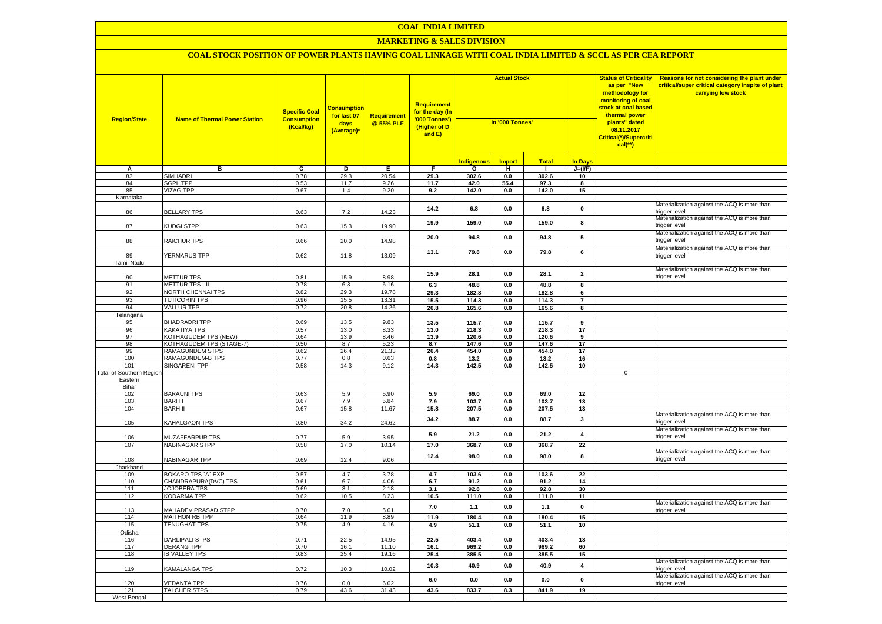# COAL INDIA LIMITED

## MARKETING & SALES DIVISION

### COAL STOCK POSITION OF POWER PLANTS HAVING COAL LINKAGE WITH COAL INDIA LIMITED & SCCL AS PER CEA REPORT

| Region/State | Name of Thermal Power Station | Specific Coal Consumption (Kcal/kg) | Consumption for last 07 days (Average)* | Requirement @ 55% PLF | Requirement for the day (In '000 Tonnes') (Higher of D and E) | Actual Stock In '000 Tonnes' | | | | Status of Criticality as per "New methodology for monitoring of coal stock at coal based thermal power plants" dated 08.11.2017 Critical(*)/Supercritical(**) | Reasons for not considering the plant under critical/super critical category inspite of plant carrying low stock |
|---|---|---|---|---|---|---|---|---|---|---|---|
| | | | | | | Indigenous | Import | Total | In Days | | |
| A | B | C | D | E | F | G | H | I | J=(I/F) | | |
| 83 | SIMHADRI | 0.78 | 29.3 | 20.54 | 29.3 | 302.6 | 0.0 | 302.6 | 10 | | |
| 84 | SGPL TPP | 0.53 | 11.7 | 9.26 | 11.7 | 42.0 | 55.4 | 97.3 | 8 | | |
| 85 | VIZAG TPP | 0.67 | 1.4 | 9.20 | 9.2 | 142.0 | 0.0 | 142.0 | 15 | | |
| Karnataka | | | | | | | | | | | |
| 86 | BELLARY TPS | 0.63 | 7.2 | 14.23 | 14.2 | 6.8 | 0.0 | 6.8 | 0 | | Materialization against the ACQ is more than trigger level |
| 87 | KUDGI STPP | 0.63 | 15.3 | 19.90 | 19.9 | 159.0 | 0.0 | 159.0 | 8 | | Materialization against the ACQ is more than trigger level |
| 88 | RAICHUR TPS | 0.66 | 20.0 | 14.98 | 20.0 | 94.8 | 0.0 | 94.8 | 5 | | Materialization against the ACQ is more than trigger level |
| 89 | YERMARUS TPP | 0.62 | 11.8 | 13.09 | 13.1 | 79.8 | 0.0 | 79.8 | 6 | | Materialization against the ACQ is more than trigger level |
| Tamil Nadu | | | | | | | | | | | |
| 90 | METTUR TPS | 0.81 | 15.9 | 8.98 | 15.9 | 28.1 | 0.0 | 28.1 | 2 | | Materialization against the ACQ is more than trigger level |
| 91 | METTUR TPS - II | 0.78 | 6.3 | 6.16 | 6.3 | 48.8 | 0.0 | 48.8 | 8 | | |
| 92 | NORTH CHENNAI TPS | 0.82 | 29.3 | 19.78 | 29.3 | 182.8 | 0.0 | 182.8 | 6 | | |
| 93 | TUTICORIN TPS | 0.96 | 15.5 | 13.31 | 15.5 | 114.3 | 0.0 | 114.3 | 7 | | |
| 94 | VALLUR TPP | 0.72 | 20.8 | 14.26 | 20.8 | 165.6 | 0.0 | 165.6 | 8 | | |
| Telangana | | | | | | | | | | | |
| 95 | BHADRADRI TPP | 0.69 | 13.5 | 9.83 | 13.5 | 115.7 | 0.0 | 115.7 | 9 | | |
| 96 | KAKATIYA TPS | 0.57 | 13.0 | 8.33 | 13.0 | 218.3 | 0.0 | 218.3 | 17 | | |
| 97 | KOTHAGUDEM TPS (NEW) | 0.64 | 13.9 | 8.46 | 13.9 | 120.6 | 0.0 | 120.6 | 9 | | |
| 98 | KOTHAGUDEM TPS (STAGE-7) | 0.50 | 8.7 | 5.23 | 8.7 | 147.6 | 0.0 | 147.6 | 17 | | |
| 99 | RAMAGUNDEM STPS | 0.62 | 26.4 | 21.33 | 26.4 | 454.0 | 0.0 | 454.0 | 17 | | |
| 100 | RAMAGUNDEM-B TPS | 0.77 | 0.8 | 0.63 | 0.8 | 13.2 | 0.0 | 13.2 | 16 | | |
| 101 | SINGARENI TPP | 0.58 | 14.3 | 9.12 | 14.3 | 142.5 | 0.0 | 142.5 | 10 | | |
| Total of Southern Region | | | | | | | | | | 0 | |
| Eastern | | | | | | | | | | | |
| Bihar | | | | | | | | | | | |
| 102 | BARAUNI TPS | 0.63 | 5.9 | 5.90 | 5.9 | 69.0 | 0.0 | 69.0 | 12 | | |
| 103 | BARH I | 0.67 | 7.9 | 5.84 | 7.9 | 103.7 | 0.0 | 103.7 | 13 | | |
| 104 | BARH II | 0.67 | 15.8 | 11.67 | 15.8 | 207.5 | 0.0 | 207.5 | 13 | | |
| 105 | KAHALGAON TPS | 0.80 | 34.2 | 24.62 | 34.2 | 88.7 | 0.0 | 88.7 | 3 | | Materialization against the ACQ is more than trigger level |
| 106 | MUZAFFARPUR TPS | 0.77 | 5.9 | 3.95 | 5.9 | 21.2 | 0.0 | 21.2 | 4 | | Materialization against the ACQ is more than trigger level |
| 107 | NABINAGAR STPP | 0.58 | 17.0 | 10.14 | 17.0 | 368.7 | 0.0 | 368.7 | 22 | | |
| 108 | NABINAGAR TPP | 0.69 | 12.4 | 9.06 | 12.4 | 98.0 | 0.0 | 98.0 | 8 | | Materialization against the ACQ is more than trigger level |
| Jharkhand | | | | | | | | | | | |
| 109 | BOKARO TPS `A` EXP | 0.57 | 4.7 | 3.78 | 4.7 | 103.6 | 0.0 | 103.6 | 22 | | |
| 110 | CHANDRAPURA(DVC) TPS | 0.61 | 6.7 | 4.06 | 6.7 | 91.2 | 0.0 | 91.2 | 14 | | |
| 111 | JOJOBERA TPS | 0.69 | 3.1 | 2.18 | 3.1 | 92.8 | 0.0 | 92.8 | 30 | | |
| 112 | KODARMA TPP | 0.62 | 10.5 | 8.23 | 10.5 | 111.0 | 0.0 | 111.0 | 11 | | |
| 113 | MAHADEV PRASAD STPP | 0.70 | 7.0 | 5.01 | 7.0 | 1.1 | 0.0 | 1.1 | 0 | | Materialization against the ACQ is more than trigger level |
| 114 | MAITHON RB TPP | 0.64 | 11.9 | 8.89 | 11.9 | 180.4 | 0.0 | 180.4 | 15 | | |
| 115 | TENUGHAT TPS | 0.75 | 4.9 | 4.16 | 4.9 | 51.1 | 0.0 | 51.1 | 10 | | |
| Odisha | | | | | | | | | | | |
| 116 | DARLIPALI STPS | 0.71 | 22.5 | 14.95 | 22.5 | 403.4 | 0.0 | 403.4 | 18 | | |
| 117 | DERANG TPP | 0.70 | 16.1 | 11.10 | 16.1 | 969.2 | 0.0 | 969.2 | 60 | | |
| 118 | IB VALLEY TPS | 0.83 | 25.4 | 19.16 | 25.4 | 385.5 | 0.0 | 385.5 | 15 | | |
| 119 | KAMALANGA TPS | 0.72 | 10.3 | 10.02 | 10.3 | 40.9 | 0.0 | 40.9 | 4 | | Materialization against the ACQ is more than trigger level |
| 120 | VEDANTA TPP | 0.76 | 0.0 | 6.02 | 6.0 | 0.0 | 0.0 | 0.0 | 0 | | Materialization against the ACQ is more than trigger level |
| 121 | TALCHER STPS | 0.79 | 43.6 | 31.43 | 43.6 | 833.7 | 8.3 | 841.9 | 19 | | |
| West Bengal | | | | | | | | | | | |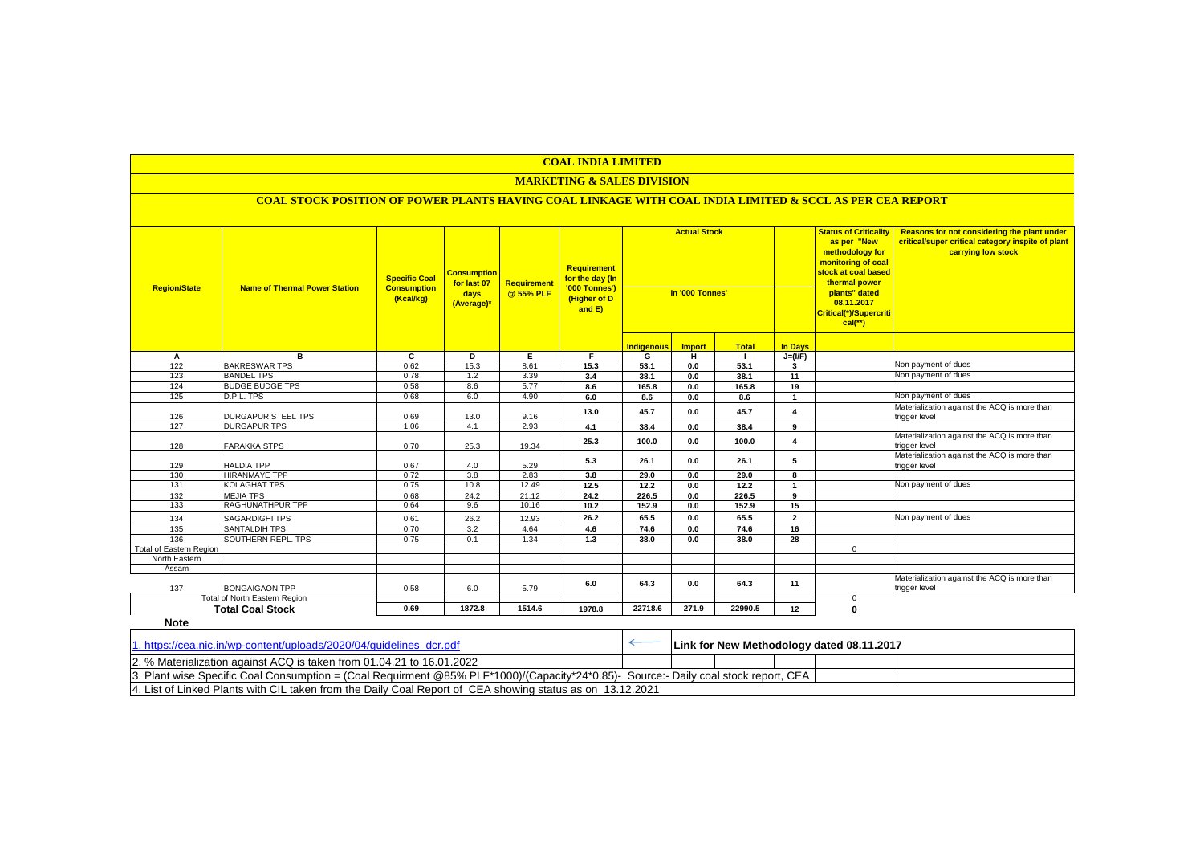# COAL INDIA LIMITED

## MARKETING & SALES DIVISION

### COAL STOCK POSITION OF POWER PLANTS HAVING COAL LINKAGE WITH COAL INDIA LIMITED & SCCL AS PER CEA REPORT

| Region/State | Name of Thermal Power Station | Specific Coal Consumption (Kcal/kg) | Consumption for last 07 days (Average)* | Requirement @ 55% PLF | Requirement for the day (In '000 Tonnes') (Higher of D and E) | Actual Stock In '000 Tonnes' | | | | Status of Criticality as per "New methodology for monitoring of coal stock at coal based thermal power plants" dated 08.11.2017 Critical(*)/Supercritical(**) | Reasons for not considering the plant under critical/super critical category inspite of plant carrying low stock |
|---|---|---|---|---|---|---|---|---|---|---|---|
| | | | | | | Indigenous | Import | Total | In Days | | |
| A | B | C | D | E | F | G | H | I | J=(I/F) | | |
| 122 | BAKRESWAR TPS | 0.62 | 15.3 | 8.61 | 15.3 | 53.1 | 0.0 | 53.1 | 3 | | Non payment of dues |
| 123 | BANDEL TPS | 0.78 | 1.2 | 3.39 | 3.4 | 38.1 | 0.0 | 38.1 | 11 | | Non payment of dues |
| 124 | BUDGE BUDGE TPS | 0.58 | 8.6 | 5.77 | 8.6 | 165.8 | 0.0 | 165.8 | 19 | | |
| 125 | D.P.L. TPS | 0.68 | 6.0 | 4.90 | 6.0 | 8.6 | 0.0 | 8.6 | 1 | | Non payment of dues |
| 126 | DURGAPUR STEEL TPS | 0.69 | 13.0 | 9.16 | 13.0 | 45.7 | 0.0 | 45.7 | 4 | | Materialization against the ACQ is more than trigger level |
| 127 | DURGAPUR TPS | 1.06 | 4.1 | 2.93 | 4.1 | 38.4 | 0.0 | 38.4 | 9 | | |
| 128 | FARAKKA STPS | 0.70 | 25.3 | 19.34 | 25.3 | 100.0 | 0.0 | 100.0 | 4 | | Materialization against the ACQ is more than trigger level |
| 129 | HALDIA TPP | 0.67 | 4.0 | 5.29 | 5.3 | 26.1 | 0.0 | 26.1 | 5 | | Materialization against the ACQ is more than trigger level |
| 130 | HIRANMAYE TPP | 0.72 | 3.8 | 2.83 | 3.8 | 29.0 | 0.0 | 29.0 | 8 | | |
| 131 | KOLAGHAT TPS | 0.75 | 10.8 | 12.49 | 12.5 | 12.2 | 0.0 | 12.2 | 1 | | Non payment of dues |
| 132 | MEJIA TPS | 0.68 | 24.2 | 21.12 | 24.2 | 226.5 | 0.0 | 226.5 | 9 | | |
| 133 | RAGHUNATHPUR TPP | 0.64 | 9.6 | 10.16 | 10.2 | 152.9 | 0.0 | 152.9 | 15 | | |
| 134 | SAGARDIGHI TPS | 0.61 | 26.2 | 12.93 | 26.2 | 65.5 | 0.0 | 65.5 | 2 | | Non payment of dues |
| 135 | SANTALDIH TPS | 0.70 | 3.2 | 4.64 | 4.6 | 74.6 | 0.0 | 74.6 | 16 | | |
| 136 | SOUTHERN REPL. TPS | 0.75 | 0.1 | 1.34 | 1.3 | 38.0 | 0.0 | 38.0 | 28 | | |
| Total of Eastern Region | | | | | | | | | | 0 | |
| North Eastern | | | | | | | | | | | |
| Assam | | | | | | | | | | | |
| 137 | BONGAIGAON TPP | 0.58 | 6.0 | 5.79 | 6.0 | 64.3 | 0.0 | 64.3 | 11 | | Materialization against the ACQ is more than trigger level |
| Total of North Eastern Region | | | | | | | | | | 0 | |
| Total Coal Stock | | 0.69 | 1872.8 | 1514.6 | 1978.8 | 22718.6 | 271.9 | 22990.5 | 12 | 0 | |

**Note**

1. https://cea.nic.in/wp-content/uploads/2020/04/guidelines_dcr.pdf ⟵ **Link for New Methodology dated 08.11.2017**
2. % Materialization against ACQ is taken from 01.04.21 to 16.01.2022
3. Plant wise Specific Coal Consumption = (Coal Requirment @85% PLF*1000)/(Capacity*24*0.85)- Source:- Daily coal stock report, CEA
4. List of Linked Plants with CIL taken from the Daily Coal Report of CEA showing status as on 13.12.2021